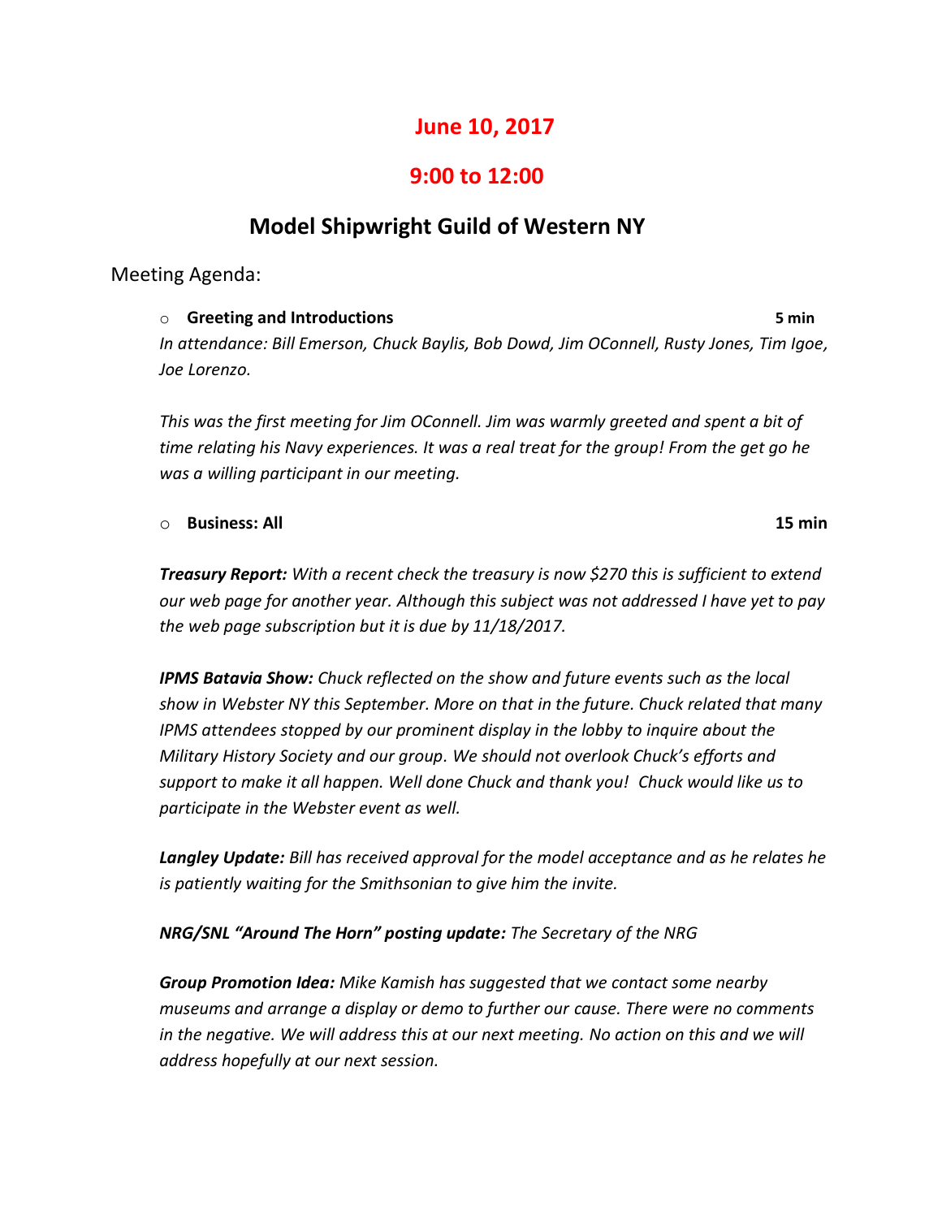# June 10, 2017

# 9:00 to 12:00

## Model Shipwright Guild of Western NY

Meeting Agenda:

- **Greeting and Introductions** **5 min**

*In attendance: Bill Emerson, Chuck Baylis, Bob Dowd, Jim OConnell, Rusty Jones, Tim Igoe, Joe Lorenzo.*

*This was the first meeting for Jim OConnell. Jim was warmly greeted and spent a bit of time relating his Navy experiences. It was a real treat for the group! From the get go he was a willing participant in our meeting.*

- **Business: All** **15 min**

***Treasury Report:*** *With a recent check the treasury is now $270 this is sufficient to extend our web page for another year. Although this subject was not addressed I have yet to pay the web page subscription but it is due by 11/18/2017.*

***IPMS Batavia Show:*** *Chuck reflected on the show and future events such as the local show in Webster NY this September. More on that in the future. Chuck related that many IPMS attendees stopped by our prominent display in the lobby to inquire about the Military History Society and our group. We should not overlook Chuck's efforts and support to make it all happen. Well done Chuck and thank you! Chuck would like us to participate in the Webster event as well.*

***Langley Update:*** *Bill has received approval for the model acceptance and as he relates he is patiently waiting for the Smithsonian to give him the invite.*

***NRG/SNL "Around The Horn" posting update:*** *The Secretary of the NRG*

***Group Promotion Idea:*** *Mike Kamish has suggested that we contact some nearby museums and arrange a display or demo to further our cause. There were no comments in the negative. We will address this at our next meeting. No action on this and we will address hopefully at our next session.*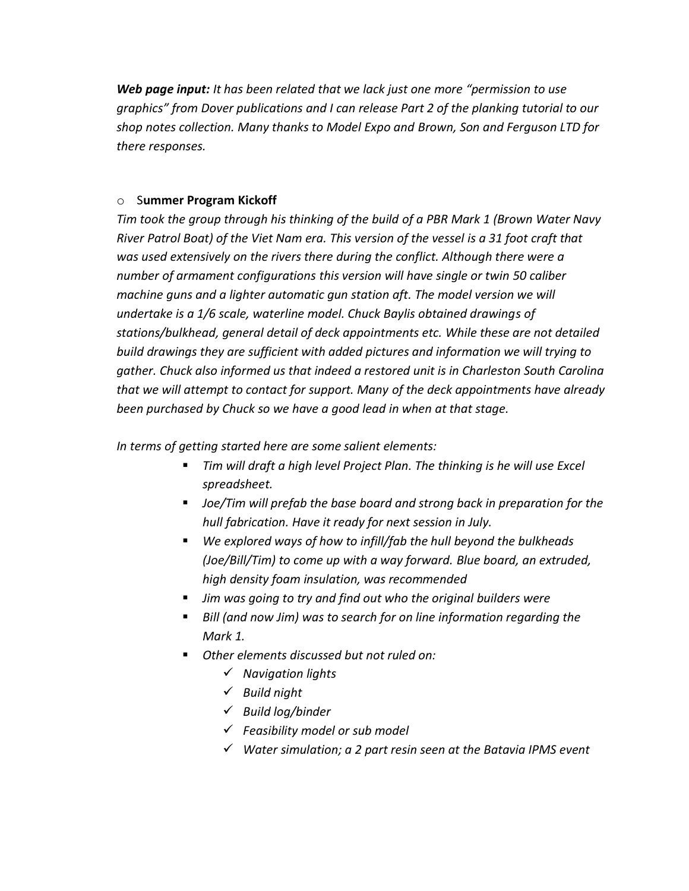***Web page input:*** *It has been related that we lack just one more "permission to use graphics" from Dover publications and I can release Part 2 of the planking tutorial to our shop notes collection. Many thanks to Model Expo and Brown, Son and Ferguson LTD for there responses.*

- **Summer Program Kickoff**

*Tim took the group through his thinking of the build of a PBR Mark 1 (Brown Water Navy River Patrol Boat) of the Viet Nam era. This version of the vessel is a 31 foot craft that was used extensively on the rivers there during the conflict. Although there were a number of armament configurations this version will have single or twin 50 caliber machine guns and a lighter automatic gun station aft. The model version we will undertake is a 1/6 scale, waterline model. Chuck Baylis obtained drawings of stations/bulkhead, general detail of deck appointments etc. While these are not detailed build drawings they are sufficient with added pictures and information we will trying to gather. Chuck also informed us that indeed a restored unit is in Charleston South Carolina that we will attempt to contact for support. Many of the deck appointments have already been purchased by Chuck so we have a good lead in when at that stage.*

*In terms of getting started here are some salient elements:*

- *Tim will draft a high level Project Plan. The thinking is he will use Excel spreadsheet.*
- *Joe/Tim will prefab the base board and strong back in preparation for the hull fabrication. Have it ready for next session in July.*
- *We explored ways of how to infill/fab the hull beyond the bulkheads (Joe/Bill/Tim) to come up with a way forward. Blue board, an extruded, high density foam insulation, was recommended*
- *Jim was going to try and find out who the original builders were*
- *Bill (and now Jim) was to search for on line information regarding the Mark 1.*
- *Other elements discussed but not ruled on:*
  - ✓ *Navigation lights*
  - ✓ *Build night*
  - ✓ *Build log/binder*
  - ✓ *Feasibility model or sub model*
  - ✓ *Water simulation; a 2 part resin seen at the Batavia IPMS event*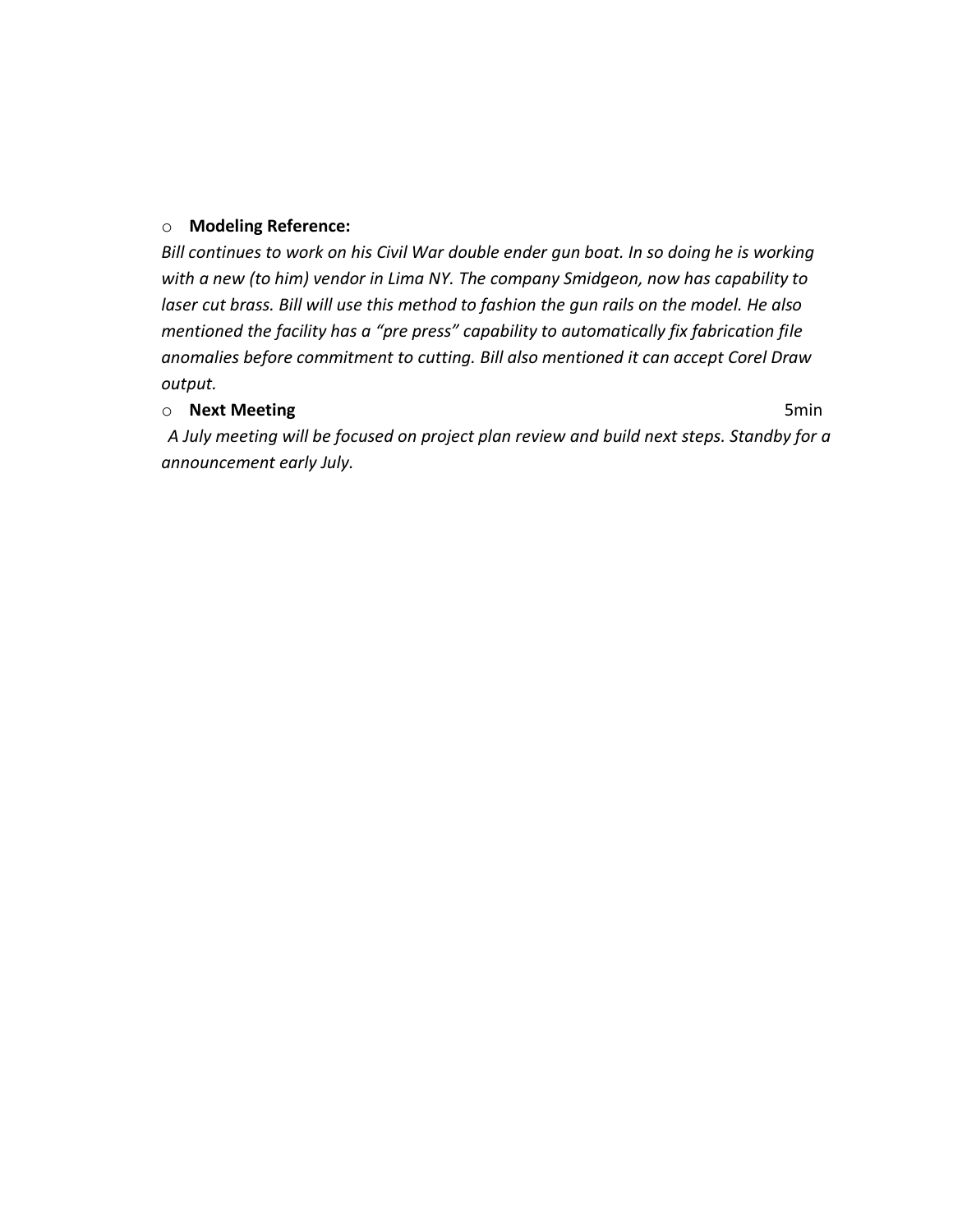- **Modeling Reference:**

*Bill continues to work on his Civil War double ender gun boat. In so doing he is working with a new (to him) vendor in Lima NY. The company Smidgeon, now has capability to laser cut brass. Bill will use this method to fashion the gun rails on the model. He also mentioned the facility has a "pre press" capability to automatically fix fabrication file anomalies before commitment to cutting. Bill also mentioned it can accept Corel Draw output.*

- **Next Meeting** 5min

*A July meeting will be focused on project plan review and build next steps. Standby for a announcement early July.*